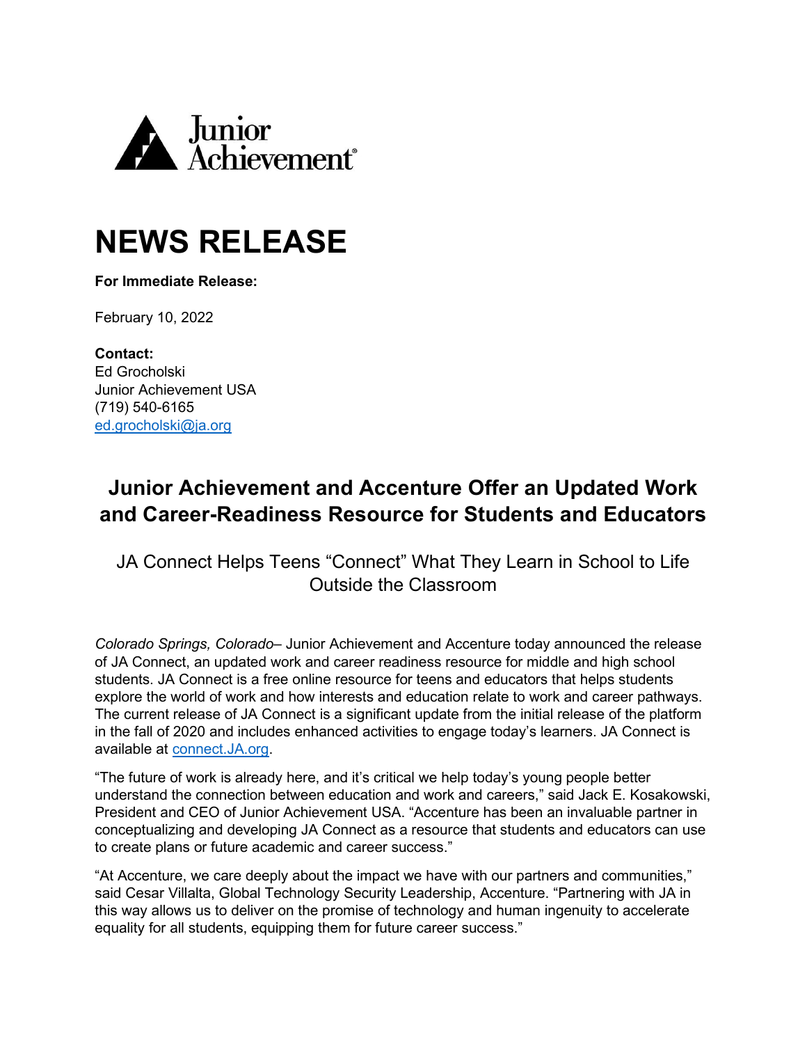Junior Achievement

# NEWS RELEASE

**For Immediate Release:**

February 10, 2022

**Contact:**
Ed Grocholski
Junior Achievement USA
(719) 540-6165
[ed.grocholski@ja.org](mailto:ed.grocholski@ja.org)

## Junior Achievement and Accenture Offer an Updated Work and Career-Readiness Resource for Students and Educators

JA Connect Helps Teens "Connect" What They Learn in School to Life Outside the Classroom

*Colorado Springs, Colorado*– Junior Achievement and Accenture today announced the release of JA Connect, an updated work and career readiness resource for middle and high school students. JA Connect is a free online resource for teens and educators that helps students explore the world of work and how interests and education relate to work and career pathways. The current release of JA Connect is a significant update from the initial release of the platform in the fall of 2020 and includes enhanced activities to engage today's learners. JA Connect is available at [connect.JA.org](http://connect.JA.org).

"The future of work is already here, and it's critical we help today's young people better understand the connection between education and work and careers," said Jack E. Kosakowski, President and CEO of Junior Achievement USA. "Accenture has been an invaluable partner in conceptualizing and developing JA Connect as a resource that students and educators can use to create plans or future academic and career success."

"At Accenture, we care deeply about the impact we have with our partners and communities," said Cesar Villalta, Global Technology Security Leadership, Accenture. "Partnering with JA in this way allows us to deliver on the promise of technology and human ingenuity to accelerate equality for all students, equipping them for future career success."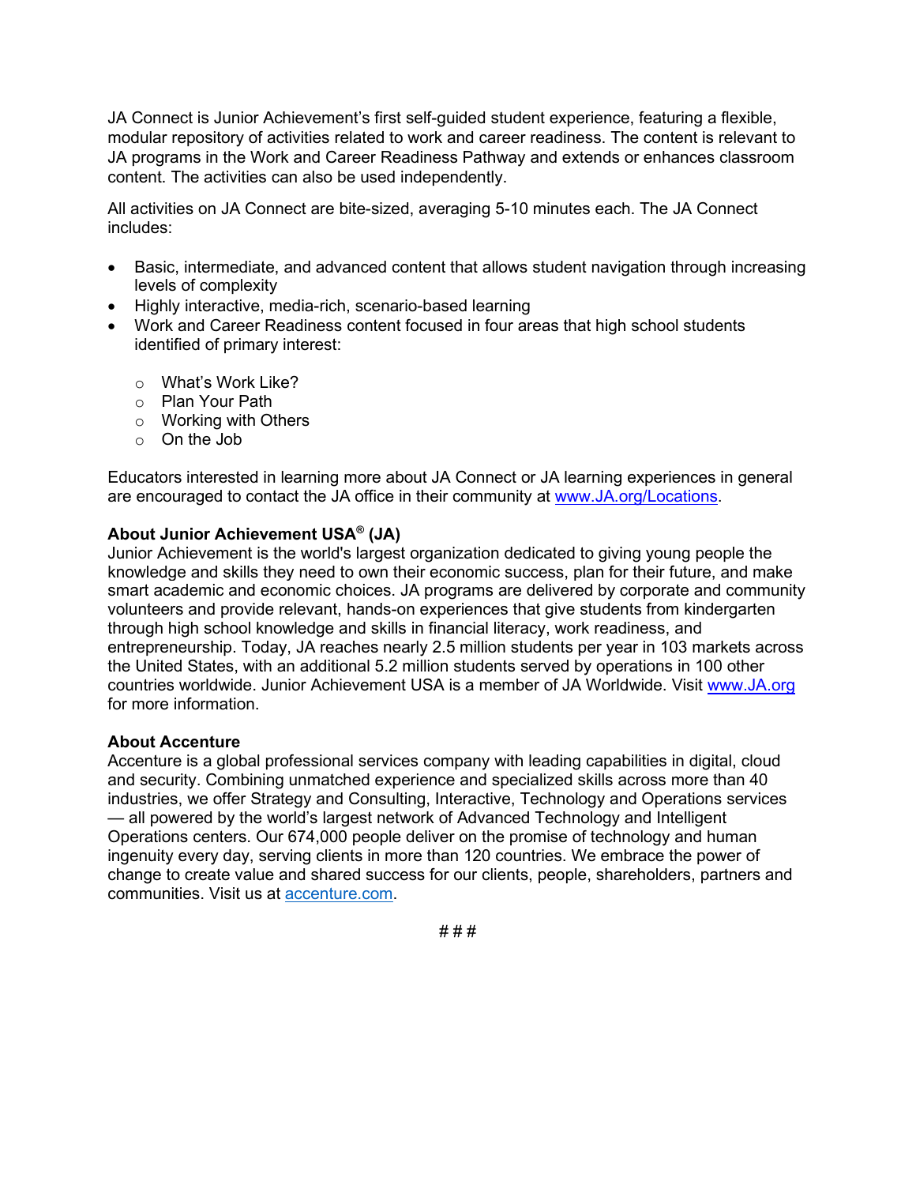JA Connect is Junior Achievement's first self-guided student experience, featuring a flexible, modular repository of activities related to work and career readiness. The content is relevant to JA programs in the Work and Career Readiness Pathway and extends or enhances classroom content. The activities can also be used independently.

All activities on JA Connect are bite-sized, averaging 5-10 minutes each. The JA Connect includes:

- Basic, intermediate, and advanced content that allows student navigation through increasing levels of complexity
- Highly interactive, media-rich, scenario-based learning
- Work and Career Readiness content focused in four areas that high school students identified of primary interest:
    - What's Work Like?
    - Plan Your Path
    - Working with Others
    - On the Job

Educators interested in learning more about JA Connect or JA learning experiences in general are encouraged to contact the JA office in their community at [www.JA.org/Locations](www.JA.org/Locations).

**About Junior Achievement USA® (JA)**
Junior Achievement is the world's largest organization dedicated to giving young people the knowledge and skills they need to own their economic success, plan for their future, and make smart academic and economic choices. JA programs are delivered by corporate and community volunteers and provide relevant, hands-on experiences that give students from kindergarten through high school knowledge and skills in financial literacy, work readiness, and entrepreneurship. Today, JA reaches nearly 2.5 million students per year in 103 markets across the United States, with an additional 5.2 million students served by operations in 100 other countries worldwide. Junior Achievement USA is a member of JA Worldwide. Visit [www.JA.org](www.JA.org) for more information.

**About Accenture**
Accenture is a global professional services company with leading capabilities in digital, cloud and security. Combining unmatched experience and specialized skills across more than 40 industries, we offer Strategy and Consulting, Interactive, Technology and Operations services — all powered by the world's largest network of Advanced Technology and Intelligent Operations centers. Our 674,000 people deliver on the promise of technology and human ingenuity every day, serving clients in more than 120 countries. We embrace the power of change to create value and shared success for our clients, people, shareholders, partners and communities. Visit us at [accenture.com](accenture.com).

# # #